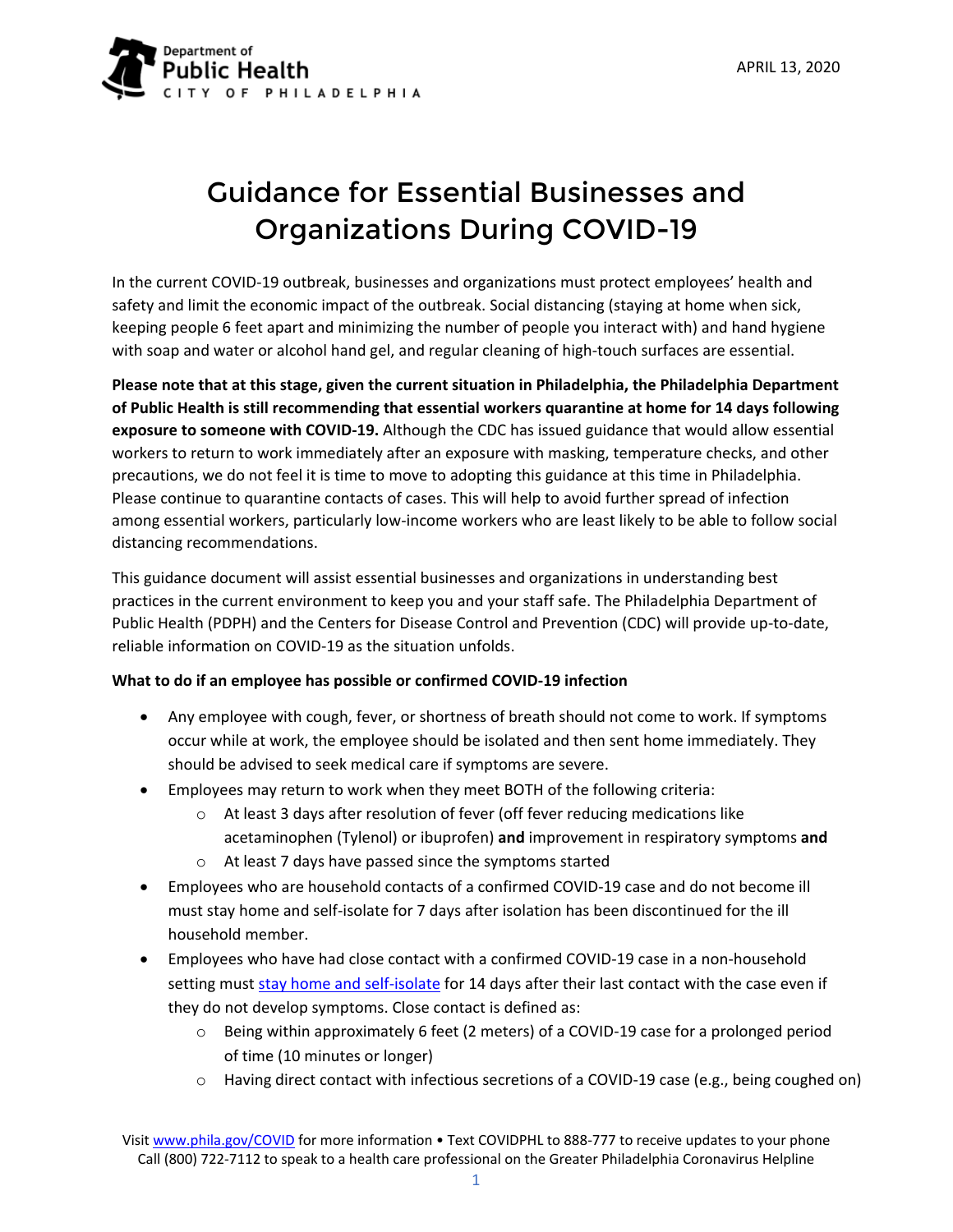Department of
Public Health
CITY OF PHILADELPHIA

APRIL 13, 2020

# Guidance for Essential Businesses and Organizations During COVID-19

In the current COVID-19 outbreak, businesses and organizations must protect employees' health and safety and limit the economic impact of the outbreak. Social distancing (staying at home when sick, keeping people 6 feet apart and minimizing the number of people you interact with) and hand hygiene with soap and water or alcohol hand gel, and regular cleaning of high-touch surfaces are essential.

**Please note that at this stage, given the current situation in Philadelphia, the Philadelphia Department of Public Health is still recommending that essential workers quarantine at home for 14 days following exposure to someone with COVID-19.** Although the CDC has issued guidance that would allow essential workers to return to work immediately after an exposure with masking, temperature checks, and other precautions, we do not feel it is time to move to adopting this guidance at this time in Philadelphia. Please continue to quarantine contacts of cases. This will help to avoid further spread of infection among essential workers, particularly low-income workers who are least likely to be able to follow social distancing recommendations.

This guidance document will assist essential businesses and organizations in understanding best practices in the current environment to keep you and your staff safe. The Philadelphia Department of Public Health (PDPH) and the Centers for Disease Control and Prevention (CDC) will provide up-to-date, reliable information on COVID-19 as the situation unfolds.

**What to do if an employee has possible or confirmed COVID-19 infection**

- Any employee with cough, fever, or shortness of breath should not come to work. If symptoms occur while at work, the employee should be isolated and then sent home immediately. They should be advised to seek medical care if symptoms are severe.
- Employees may return to work when they meet BOTH of the following criteria:
  - At least 3 days after resolution of fever (off fever reducing medications like acetaminophen (Tylenol) or ibuprofen) **and** improvement in respiratory symptoms **and**
  - At least 7 days have passed since the symptoms started
- Employees who are household contacts of a confirmed COVID-19 case and do not become ill must stay home and self-isolate for 7 days after isolation has been discontinued for the ill household member.
- Employees who have had close contact with a confirmed COVID-19 case in a non-household setting must stay home and self-isolate for 14 days after their last contact with the case even if they do not develop symptoms. Close contact is defined as:
  - Being within approximately 6 feet (2 meters) of a COVID-19 case for a prolonged period of time (10 minutes or longer)
  - Having direct contact with infectious secretions of a COVID-19 case (e.g., being coughed on)

Visit www.phila.gov/COVID for more information • Text COVIDPHL to 888-777 to receive updates to your phone
Call (800) 722-7112 to speak to a health care professional on the Greater Philadelphia Coronavirus Helpline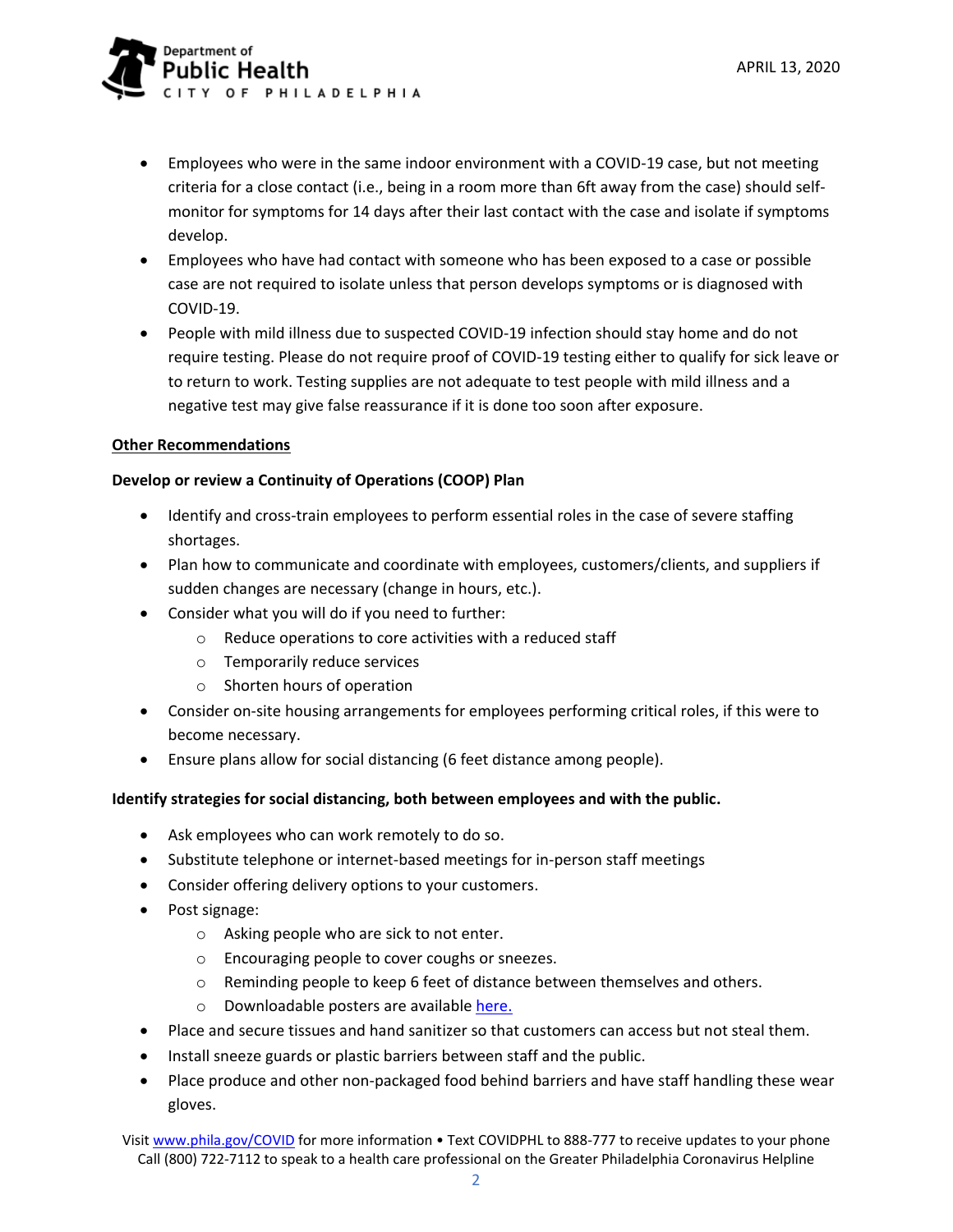- Employees who were in the same indoor environment with a COVID-19 case, but not meeting criteria for a close contact (i.e., being in a room more than 6ft away from the case) should self-monitor for symptoms for 14 days after their last contact with the case and isolate if symptoms develop.
- Employees who have had contact with someone who has been exposed to a case or possible case are not required to isolate unless that person develops symptoms or is diagnosed with COVID-19.
- People with mild illness due to suspected COVID-19 infection should stay home and do not require testing. Please do not require proof of COVID-19 testing either to qualify for sick leave or to return to work. Testing supplies are not adequate to test people with mild illness and a negative test may give false reassurance if it is done too soon after exposure.

## Other Recommendations

### Develop or review a Continuity of Operations (COOP) Plan

- Identify and cross-train employees to perform essential roles in the case of severe staffing shortages.
- Plan how to communicate and coordinate with employees, customers/clients, and suppliers if sudden changes are necessary (change in hours, etc.).
- Consider what you will do if you need to further:
  - Reduce operations to core activities with a reduced staff
  - Temporarily reduce services
  - Shorten hours of operation
- Consider on-site housing arrangements for employees performing critical roles, if this were to become necessary.
- Ensure plans allow for social distancing (6 feet distance among people).

### Identify strategies for social distancing, both between employees and with the public.

- Ask employees who can work remotely to do so.
- Substitute telephone or internet-based meetings for in-person staff meetings
- Consider offering delivery options to your customers.
- Post signage:
  - Asking people who are sick to not enter.
  - Encouraging people to cover coughs or sneezes.
  - Reminding people to keep 6 feet of distance between themselves and others.
  - Downloadable posters are available here.
- Place and secure tissues and hand sanitizer so that customers can access but not steal them.
- Install sneeze guards or plastic barriers between staff and the public.
- Place produce and other non-packaged food behind barriers and have staff handling these wear gloves.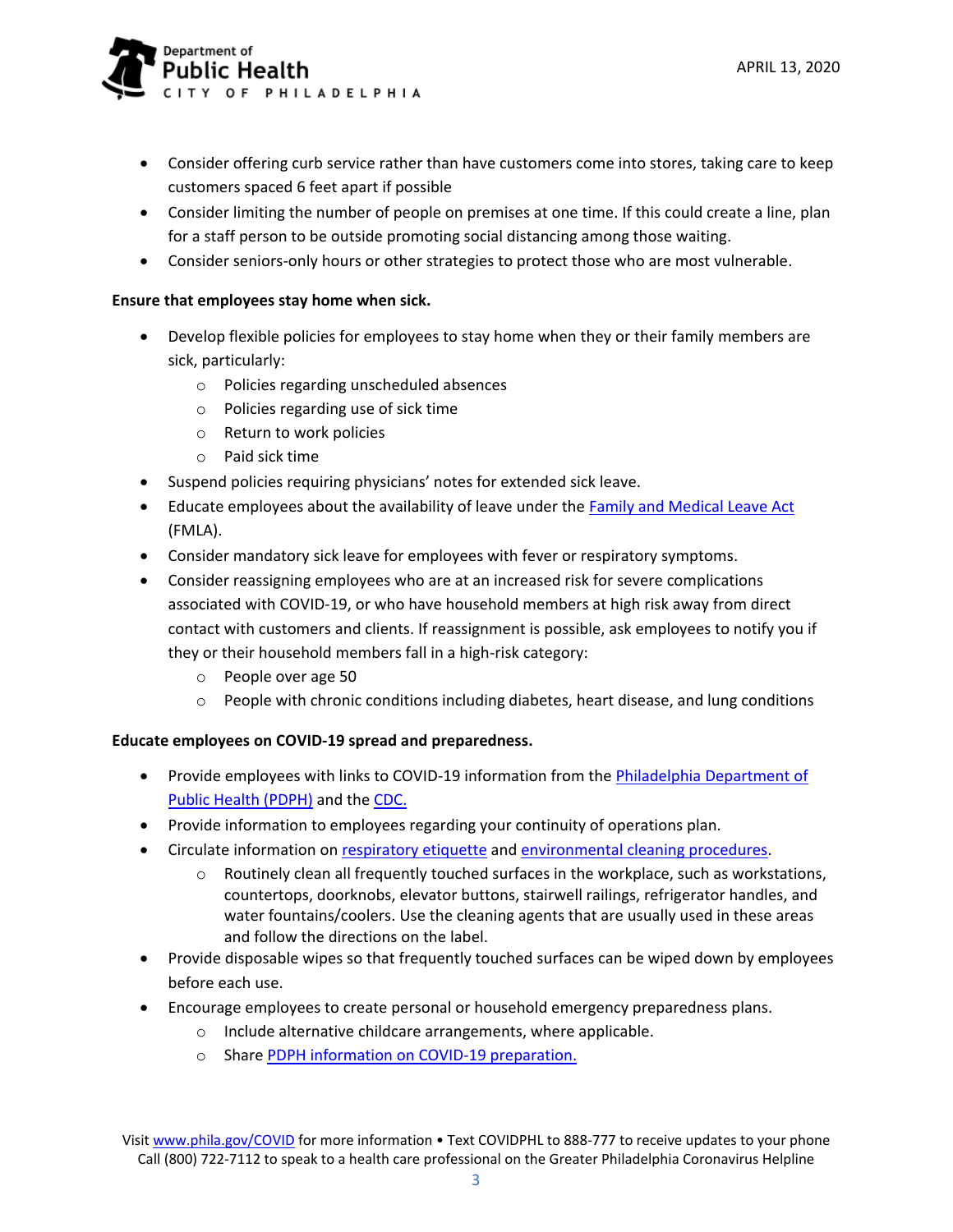- Consider offering curb service rather than have customers come into stores, taking care to keep customers spaced 6 feet apart if possible
- Consider limiting the number of people on premises at one time. If this could create a line, plan for a staff person to be outside promoting social distancing among those waiting.
- Consider seniors-only hours or other strategies to protect those who are most vulnerable.

**Ensure that employees stay home when sick.**

- Develop flexible policies for employees to stay home when they or their family members are sick, particularly:
    - Policies regarding unscheduled absences
    - Policies regarding use of sick time
    - Return to work policies
    - Paid sick time
- Suspend policies requiring physicians' notes for extended sick leave.
- Educate employees about the availability of leave under the Family and Medical Leave Act (FMLA).
- Consider mandatory sick leave for employees with fever or respiratory symptoms.
- Consider reassigning employees who are at an increased risk for severe complications associated with COVID-19, or who have household members at high risk away from direct contact with customers and clients. If reassignment is possible, ask employees to notify you if they or their household members fall in a high-risk category:
    - People over age 50
    - People with chronic conditions including diabetes, heart disease, and lung conditions

**Educate employees on COVID-19 spread and preparedness.**

- Provide employees with links to COVID-19 information from the Philadelphia Department of Public Health (PDPH) and the CDC.
- Provide information to employees regarding your continuity of operations plan.
- Circulate information on respiratory etiquette and environmental cleaning procedures.
    - Routinely clean all frequently touched surfaces in the workplace, such as workstations, countertops, doorknobs, elevator buttons, stairwell railings, refrigerator handles, and water fountains/coolers. Use the cleaning agents that are usually used in these areas and follow the directions on the label.
- Provide disposable wipes so that frequently touched surfaces can be wiped down by employees before each use.
- Encourage employees to create personal or household emergency preparedness plans.
    - Include alternative childcare arrangements, where applicable.
    - Share PDPH information on COVID-19 preparation.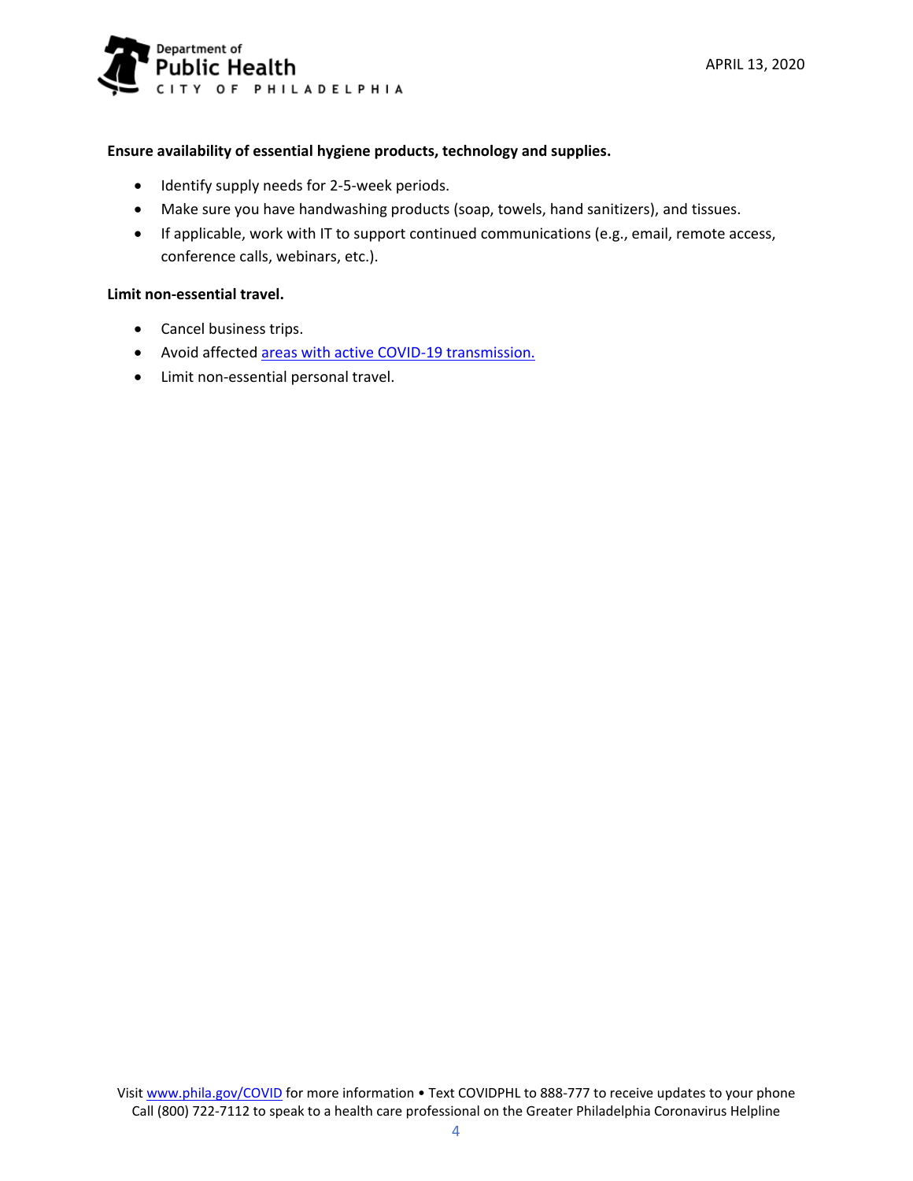**Ensure availability of essential hygiene products, technology and supplies.**

- Identify supply needs for 2-5-week periods.
- Make sure you have handwashing products (soap, towels, hand sanitizers), and tissues.
- If applicable, work with IT to support continued communications (e.g., email, remote access, conference calls, webinars, etc.).

**Limit non-essential travel.**

- Cancel business trips.
- Avoid affected areas with active COVID-19 transmission.
- Limit non-essential personal travel.